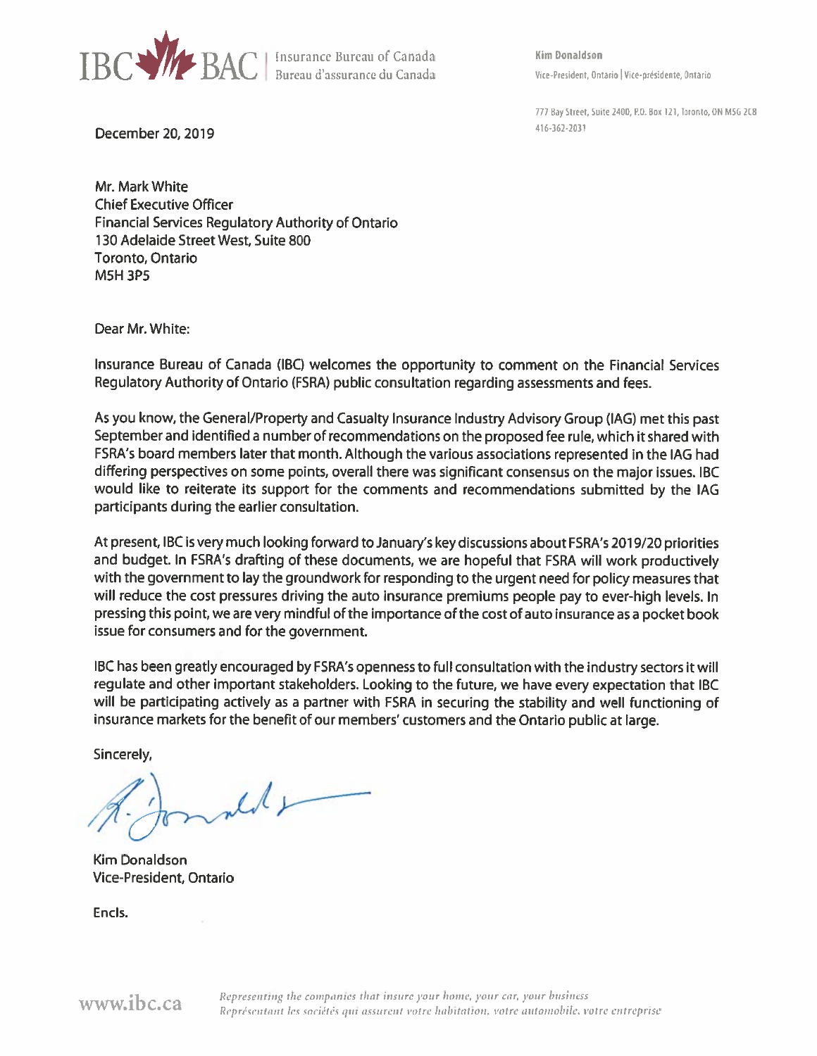IBC BAC | Insurance Bureau of Canada | Bureau d'assurance du Canada

**Kim Donaldson**
Vice-President, Ontario | Vice-présidente, Ontario

777 Bay Street, Suite 2400, P.O. Box 121, Toronto, ON M5G 2C8
416-362-2031

December 20, 2019

Mr. Mark White
Chief Executive Officer
Financial Services Regulatory Authority of Ontario
130 Adelaide Street West, Suite 800
Toronto, Ontario
M5H 3P5

Dear Mr. White:

Insurance Bureau of Canada (IBC) welcomes the opportunity to comment on the Financial Services Regulatory Authority of Ontario (FSRA) public consultation regarding assessments and fees.

As you know, the General/Property and Casualty Insurance Industry Advisory Group (IAG) met this past September and identified a number of recommendations on the proposed fee rule, which it shared with FSRA's board members later that month. Although the various associations represented in the IAG had differing perspectives on some points, overall there was significant consensus on the major issues. IBC would like to reiterate its support for the comments and recommendations submitted by the IAG participants during the earlier consultation.

At present, IBC is very much looking forward to January's key discussions about FSRA's 2019/20 priorities and budget. In FSRA's drafting of these documents, we are hopeful that FSRA will work productively with the government to lay the groundwork for responding to the urgent need for policy measures that will reduce the cost pressures driving the auto insurance premiums people pay to ever-high levels. In pressing this point, we are very mindful of the importance of the cost of auto insurance as a pocket book issue for consumers and for the government.

IBC has been greatly encouraged by FSRA's openness to full consultation with the industry sectors it will regulate and other important stakeholders. Looking to the future, we have every expectation that IBC will be participating actively as a partner with FSRA in securing the stability and well functioning of insurance markets for the benefit of our members' customers and the Ontario public at large.

Sincerely,

Kim Donaldson
Vice-President, Ontario

Encls.

www.ibc.ca

*Representing the companies that insure your home, your car, your business*
*Représentant les sociétés qui assurent votre habitation, votre automobile, votre entreprise*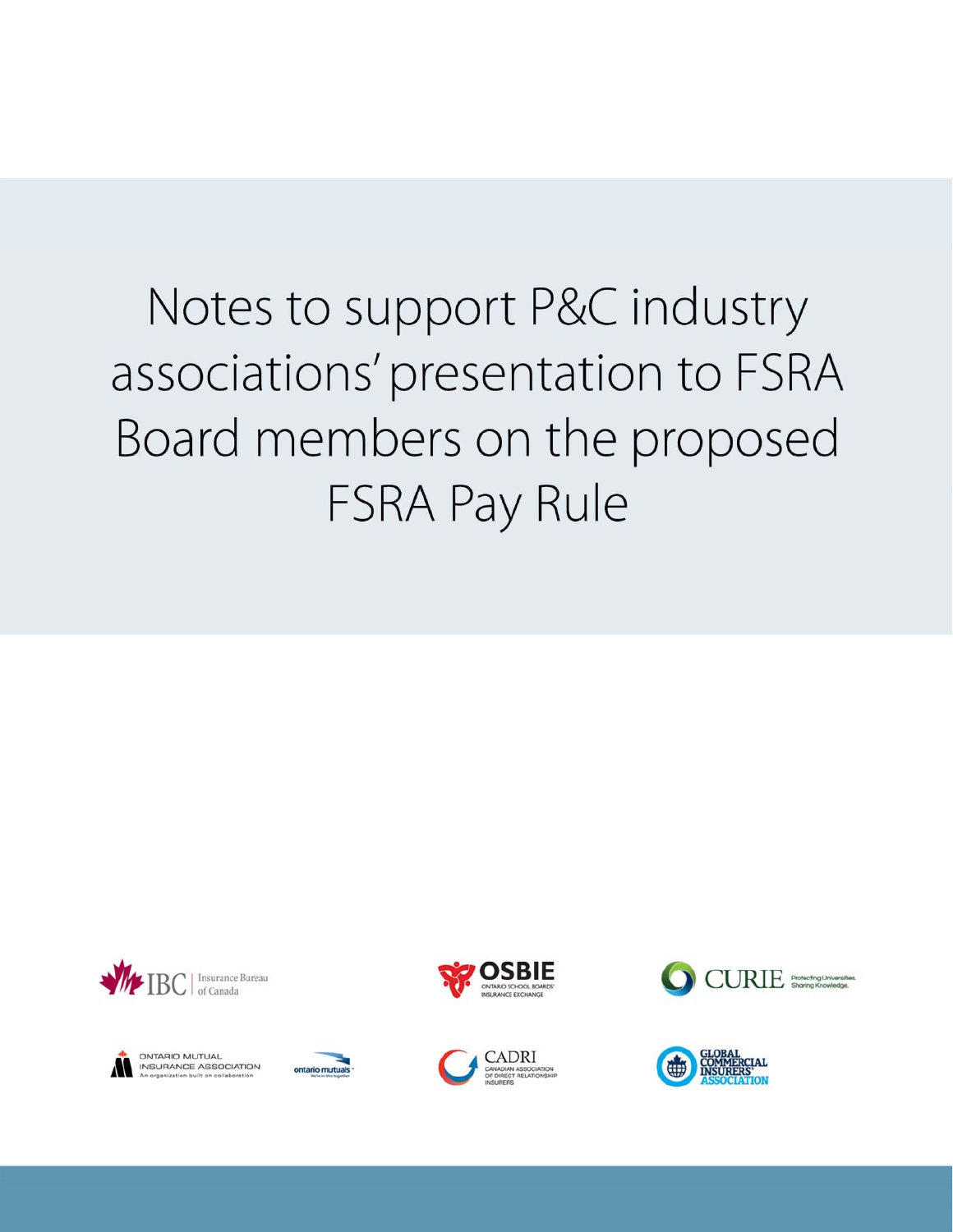# Notes to support P&C industry associations' presentation to FSRA Board members on the proposed FSRA Pay Rule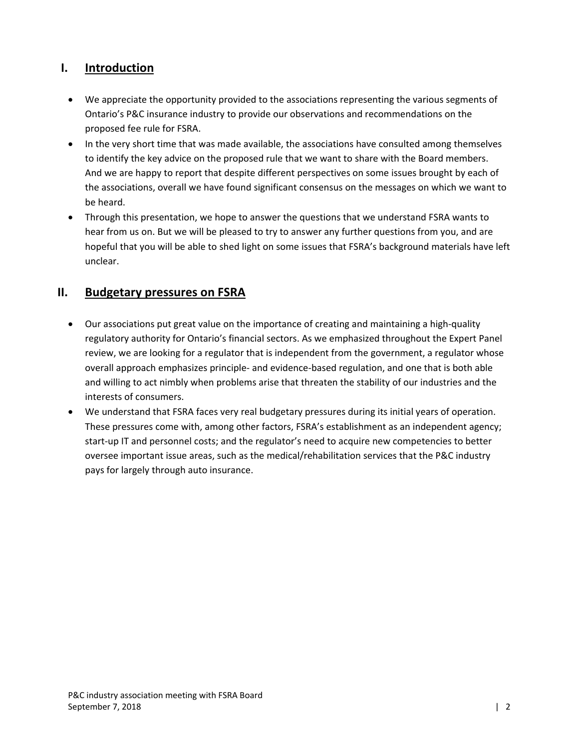## I. Introduction

- We appreciate the opportunity provided to the associations representing the various segments of Ontario's P&C insurance industry to provide our observations and recommendations on the proposed fee rule for FSRA.
- In the very short time that was made available, the associations have consulted among themselves to identify the key advice on the proposed rule that we want to share with the Board members. And we are happy to report that despite different perspectives on some issues brought by each of the associations, overall we have found significant consensus on the messages on which we want to be heard.
- Through this presentation, we hope to answer the questions that we understand FSRA wants to hear from us on. But we will be pleased to try to answer any further questions from you, and are hopeful that you will be able to shed light on some issues that FSRA's background materials have left unclear.

## II. Budgetary pressures on FSRA

- Our associations put great value on the importance of creating and maintaining a high-quality regulatory authority for Ontario's financial sectors. As we emphasized throughout the Expert Panel review, we are looking for a regulator that is independent from the government, a regulator whose overall approach emphasizes principle- and evidence-based regulation, and one that is both able and willing to act nimbly when problems arise that threaten the stability of our industries and the interests of consumers.
- We understand that FSRA faces very real budgetary pressures during its initial years of operation. These pressures come with, among other factors, FSRA's establishment as an independent agency; start-up IT and personnel costs; and the regulator's need to acquire new competencies to better oversee important issue areas, such as the medical/rehabilitation services that the P&C industry pays for largely through auto insurance.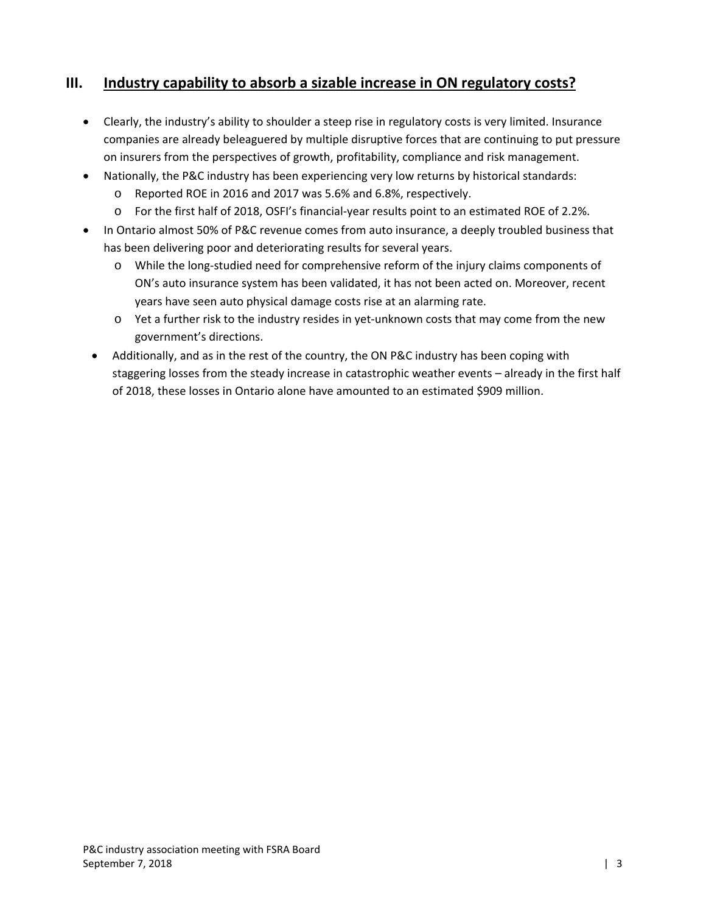## III. Industry capability to absorb a sizable increase in ON regulatory costs?

- Clearly, the industry's ability to shoulder a steep rise in regulatory costs is very limited. Insurance companies are already beleaguered by multiple disruptive forces that are continuing to put pressure on insurers from the perspectives of growth, profitability, compliance and risk management.
- Nationally, the P&C industry has been experiencing very low returns by historical standards:
  - Reported ROE in 2016 and 2017 was 5.6% and 6.8%, respectively.
  - For the first half of 2018, OSFI's financial-year results point to an estimated ROE of 2.2%.
- In Ontario almost 50% of P&C revenue comes from auto insurance, a deeply troubled business that has been delivering poor and deteriorating results for several years.
  - While the long-studied need for comprehensive reform of the injury claims components of ON's auto insurance system has been validated, it has not been acted on. Moreover, recent years have seen auto physical damage costs rise at an alarming rate.
  - Yet a further risk to the industry resides in yet-unknown costs that may come from the new government's directions.
- Additionally, and as in the rest of the country, the ON P&C industry has been coping with staggering losses from the steady increase in catastrophic weather events – already in the first half of 2018, these losses in Ontario alone have amounted to an estimated $909 million.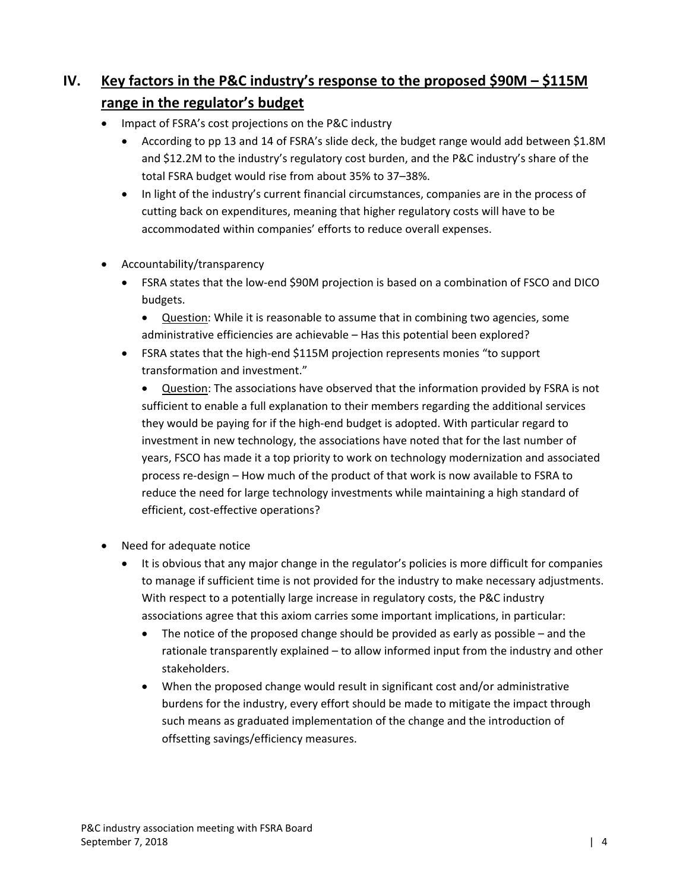## IV. Key factors in the P&C industry's response to the proposed \$90M – \$115M range in the regulator's budget

- Impact of FSRA's cost projections on the P&C industry
  - According to pp 13 and 14 of FSRA's slide deck, the budget range would add between \$1.8M and \$12.2M to the industry's regulatory cost burden, and the P&C industry's share of the total FSRA budget would rise from about 35% to 37–38%.
  - In light of the industry's current financial circumstances, companies are in the process of cutting back on expenditures, meaning that higher regulatory costs will have to be accommodated within companies' efforts to reduce overall expenses.

- Accountability/transparency
  - FSRA states that the low-end \$90M projection is based on a combination of FSCO and DICO budgets.
    - <u>Question</u>: While it is reasonable to assume that in combining two agencies, some administrative efficiencies are achievable – Has this potential been explored?
  - FSRA states that the high-end \$115M projection represents monies "to support transformation and investment."
    - <u>Question</u>: The associations have observed that the information provided by FSRA is not sufficient to enable a full explanation to their members regarding the additional services they would be paying for if the high-end budget is adopted. With particular regard to investment in new technology, the associations have noted that for the last number of years, FSCO has made it a top priority to work on technology modernization and associated process re-design – How much of the product of that work is now available to FSRA to reduce the need for large technology investments while maintaining a high standard of efficient, cost-effective operations?

- Need for adequate notice
  - It is obvious that any major change in the regulator's policies is more difficult for companies to manage if sufficient time is not provided for the industry to make necessary adjustments. With respect to a potentially large increase in regulatory costs, the P&C industry associations agree that this axiom carries some important implications, in particular:
    - The notice of the proposed change should be provided as early as possible – and the rationale transparently explained – to allow informed input from the industry and other stakeholders.
    - When the proposed change would result in significant cost and/or administrative burdens for the industry, every effort should be made to mitigate the impact through such means as graduated implementation of the change and the introduction of offsetting savings/efficiency measures.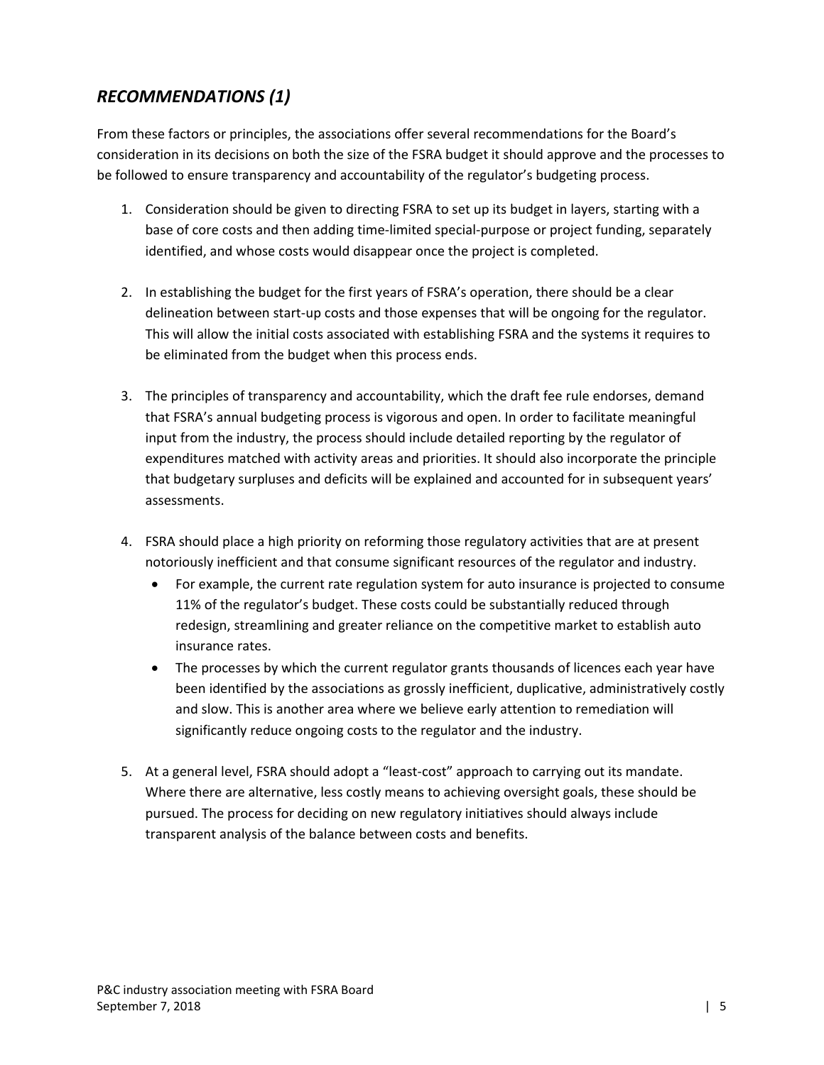## *RECOMMENDATIONS (1)*

From these factors or principles, the associations offer several recommendations for the Board's consideration in its decisions on both the size of the FSRA budget it should approve and the processes to be followed to ensure transparency and accountability of the regulator's budgeting process.

1. Consideration should be given to directing FSRA to set up its budget in layers, starting with a base of core costs and then adding time-limited special-purpose or project funding, separately identified, and whose costs would disappear once the project is completed.

2. In establishing the budget for the first years of FSRA's operation, there should be a clear delineation between start-up costs and those expenses that will be ongoing for the regulator. This will allow the initial costs associated with establishing FSRA and the systems it requires to be eliminated from the budget when this process ends.

3. The principles of transparency and accountability, which the draft fee rule endorses, demand that FSRA's annual budgeting process is vigorous and open. In order to facilitate meaningful input from the industry, the process should include detailed reporting by the regulator of expenditures matched with activity areas and priorities. It should also incorporate the principle that budgetary surpluses and deficits will be explained and accounted for in subsequent years' assessments.

4. FSRA should place a high priority on reforming those regulatory activities that are at present notoriously inefficient and that consume significant resources of the regulator and industry.
   - For example, the current rate regulation system for auto insurance is projected to consume 11% of the regulator's budget. These costs could be substantially reduced through redesign, streamlining and greater reliance on the competitive market to establish auto insurance rates.
   - The processes by which the current regulator grants thousands of licences each year have been identified by the associations as grossly inefficient, duplicative, administratively costly and slow. This is another area where we believe early attention to remediation will significantly reduce ongoing costs to the regulator and the industry.

5. At a general level, FSRA should adopt a "least-cost" approach to carrying out its mandate. Where there are alternative, less costly means to achieving oversight goals, these should be pursued. The process for deciding on new regulatory initiatives should always include transparent analysis of the balance between costs and benefits.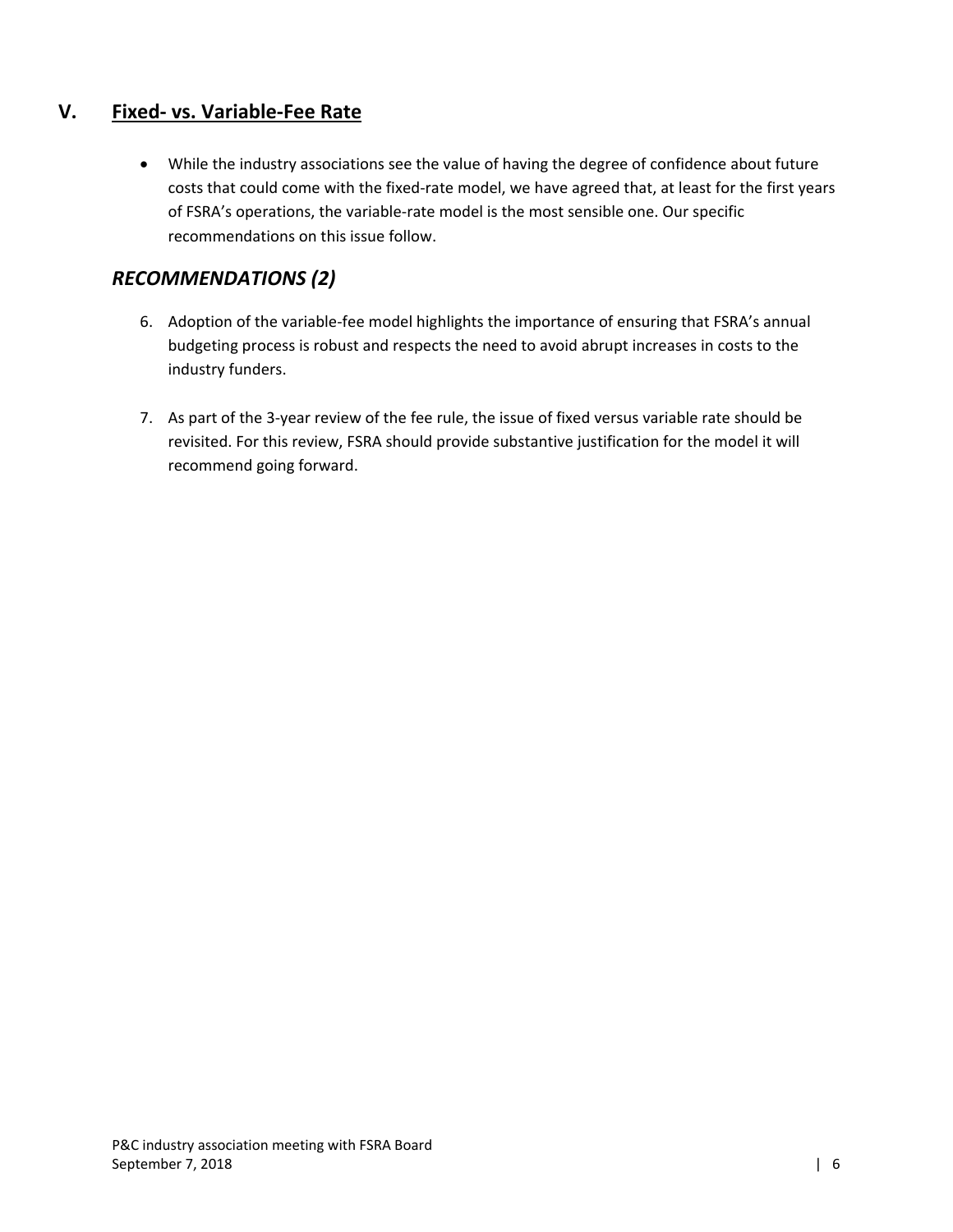## V. <u>Fixed- vs. Variable-Fee Rate</u>

- While the industry associations see the value of having the degree of confidence about future costs that could come with the fixed-rate model, we have agreed that, at least for the first years of FSRA's operations, the variable-rate model is the most sensible one. Our specific recommendations on this issue follow.

### *RECOMMENDATIONS (2)*

6. Adoption of the variable-fee model highlights the importance of ensuring that FSRA's annual budgeting process is robust and respects the need to avoid abrupt increases in costs to the industry funders.

7. As part of the 3-year review of the fee rule, the issue of fixed versus variable rate should be revisited. For this review, FSRA should provide substantive justification for the model it will recommend going forward.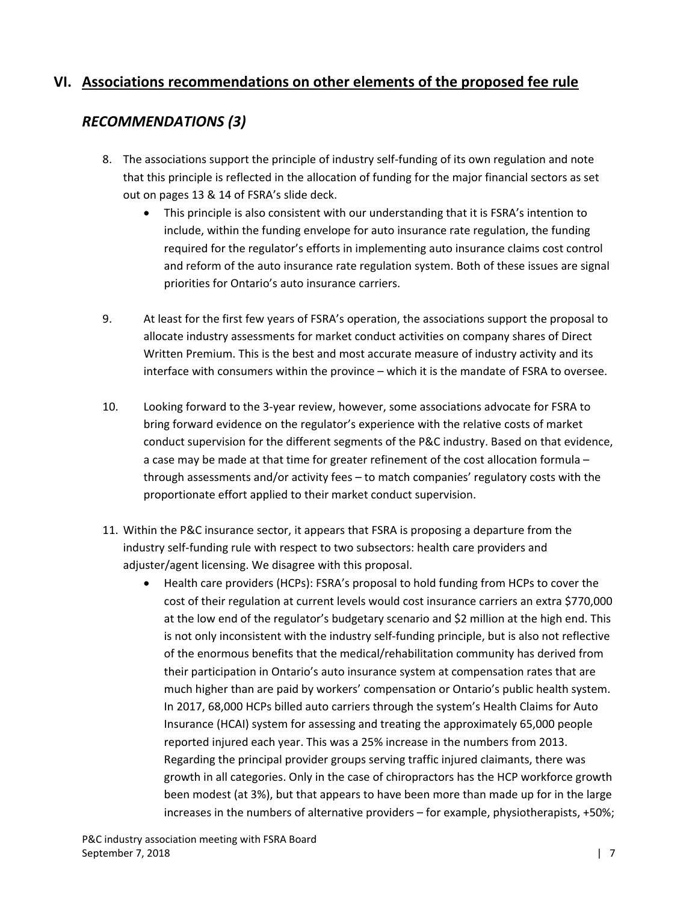## VI. Associations recommendations on other elements of the proposed fee rule

### *RECOMMENDATIONS (3)*

8. The associations support the principle of industry self-funding of its own regulation and note that this principle is reflected in the allocation of funding for the major financial sectors as set out on pages 13 & 14 of FSRA's slide deck.
   - This principle is also consistent with our understanding that it is FSRA's intention to include, within the funding envelope for auto insurance rate regulation, the funding required for the regulator's efforts in implementing auto insurance claims cost control and reform of the auto insurance rate regulation system. Both of these issues are signal priorities for Ontario's auto insurance carriers.

9. At least for the first few years of FSRA's operation, the associations support the proposal to allocate industry assessments for market conduct activities on company shares of Direct Written Premium. This is the best and most accurate measure of industry activity and its interface with consumers within the province – which it is the mandate of FSRA to oversee.

10. Looking forward to the 3-year review, however, some associations advocate for FSRA to bring forward evidence on the regulator's experience with the relative costs of market conduct supervision for the different segments of the P&C industry. Based on that evidence, a case may be made at that time for greater refinement of the cost allocation formula – through assessments and/or activity fees – to match companies' regulatory costs with the proportionate effort applied to their market conduct supervision.

11. Within the P&C insurance sector, it appears that FSRA is proposing a departure from the industry self-funding rule with respect to two subsectors: health care providers and adjuster/agent licensing. We disagree with this proposal.
    - Health care providers (HCPs): FSRA's proposal to hold funding from HCPs to cover the cost of their regulation at current levels would cost insurance carriers an extra $770,000 at the low end of the regulator's budgetary scenario and $2 million at the high end. This is not only inconsistent with the industry self-funding principle, but is also not reflective of the enormous benefits that the medical/rehabilitation community has derived from their participation in Ontario's auto insurance system at compensation rates that are much higher than are paid by workers' compensation or Ontario's public health system. In 2017, 68,000 HCPs billed auto carriers through the system's Health Claims for Auto Insurance (HCAI) system for assessing and treating the approximately 65,000 people reported injured each year. This was a 25% increase in the numbers from 2013. Regarding the principal provider groups serving traffic injured claimants, there was growth in all categories. Only in the case of chiropractors has the HCP workforce growth been modest (at 3%), but that appears to have been more than made up for in the large increases in the numbers of alternative providers – for example, physiotherapists, +50%;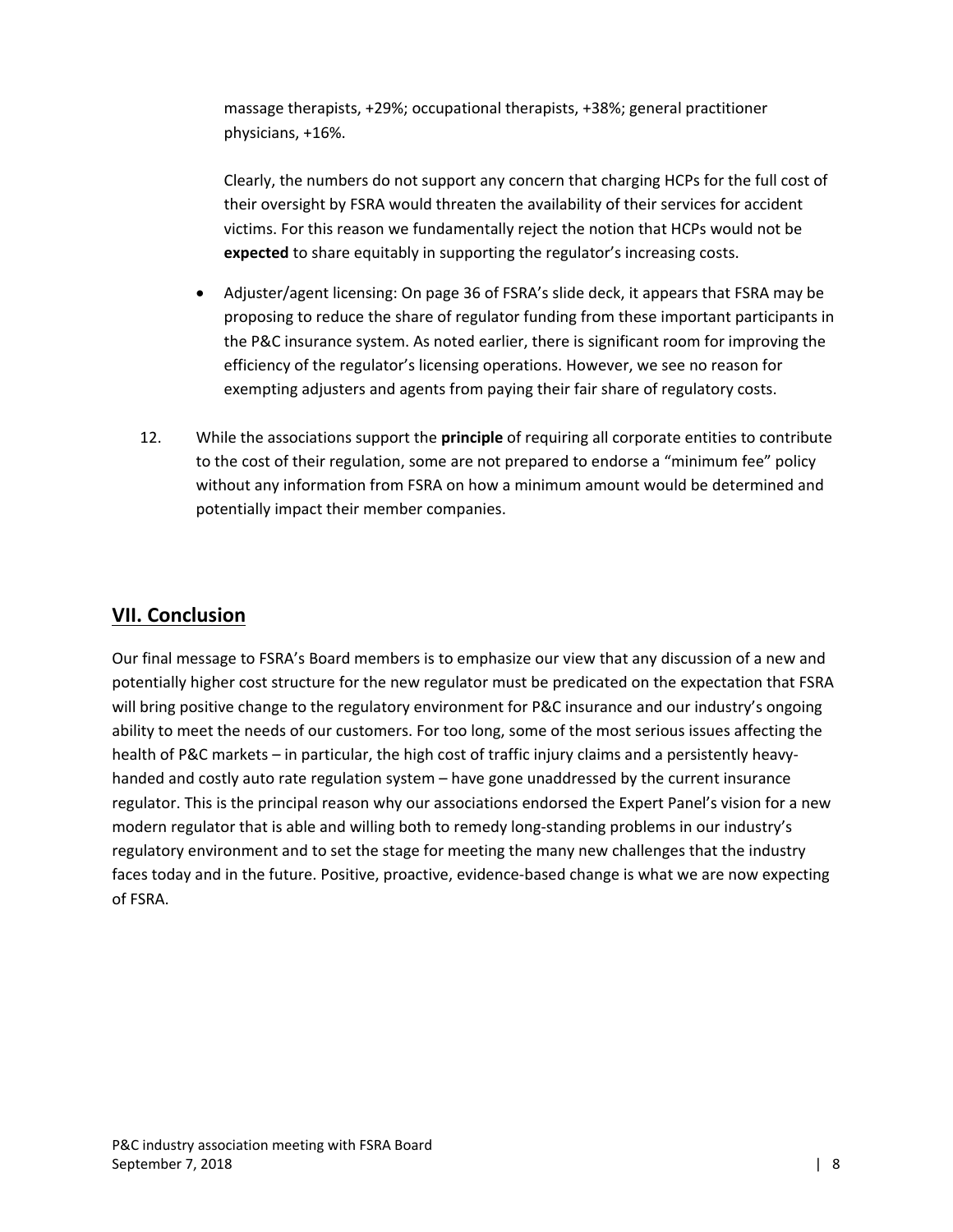massage therapists, +29%; occupational therapists, +38%; general practitioner physicians, +16%.

Clearly, the numbers do not support any concern that charging HCPs for the full cost of their oversight by FSRA would threaten the availability of their services for accident victims. For this reason we fundamentally reject the notion that HCPs would not be **expected** to share equitably in supporting the regulator's increasing costs.

- Adjuster/agent licensing: On page 36 of FSRA's slide deck, it appears that FSRA may be proposing to reduce the share of regulator funding from these important participants in the P&C insurance system. As noted earlier, there is significant room for improving the efficiency of the regulator's licensing operations. However, we see no reason for exempting adjusters and agents from paying their fair share of regulatory costs.

12. While the associations support the **principle** of requiring all corporate entities to contribute to the cost of their regulation, some are not prepared to endorse a "minimum fee" policy without any information from FSRA on how a minimum amount would be determined and potentially impact their member companies.

## VII. Conclusion

Our final message to FSRA's Board members is to emphasize our view that any discussion of a new and potentially higher cost structure for the new regulator must be predicated on the expectation that FSRA will bring positive change to the regulatory environment for P&C insurance and our industry's ongoing ability to meet the needs of our customers. For too long, some of the most serious issues affecting the health of P&C markets – in particular, the high cost of traffic injury claims and a persistently heavy-handed and costly auto rate regulation system – have gone unaddressed by the current insurance regulator. This is the principal reason why our associations endorsed the Expert Panel's vision for a new modern regulator that is able and willing both to remedy long-standing problems in our industry's regulatory environment and to set the stage for meeting the many new challenges that the industry faces today and in the future. Positive, proactive, evidence-based change is what we are now expecting of FSRA.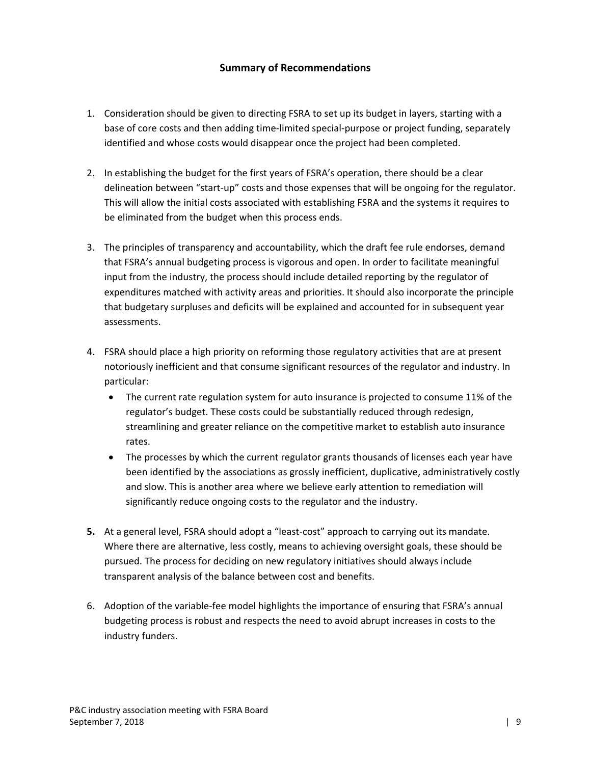## Summary of Recommendations

1. Consideration should be given to directing FSRA to set up its budget in layers, starting with a base of core costs and then adding time-limited special-purpose or project funding, separately identified and whose costs would disappear once the project had been completed.

2. In establishing the budget for the first years of FSRA's operation, there should be a clear delineation between "start-up" costs and those expenses that will be ongoing for the regulator. This will allow the initial costs associated with establishing FSRA and the systems it requires to be eliminated from the budget when this process ends.

3. The principles of transparency and accountability, which the draft fee rule endorses, demand that FSRA's annual budgeting process is vigorous and open. In order to facilitate meaningful input from the industry, the process should include detailed reporting by the regulator of expenditures matched with activity areas and priorities. It should also incorporate the principle that budgetary surpluses and deficits will be explained and accounted for in subsequent year assessments.

4. FSRA should place a high priority on reforming those regulatory activities that are at present notoriously inefficient and that consume significant resources of the regulator and industry. In particular:
   - The current rate regulation system for auto insurance is projected to consume 11% of the regulator's budget. These costs could be substantially reduced through redesign, streamlining and greater reliance on the competitive market to establish auto insurance rates.
   - The processes by which the current regulator grants thousands of licenses each year have been identified by the associations as grossly inefficient, duplicative, administratively costly and slow. This is another area where we believe early attention to remediation will significantly reduce ongoing costs to the regulator and the industry.

5. At a general level, FSRA should adopt a "least-cost" approach to carrying out its mandate. Where there are alternative, less costly, means to achieving oversight goals, these should be pursued. The process for deciding on new regulatory initiatives should always include transparent analysis of the balance between cost and benefits.

6. Adoption of the variable-fee model highlights the importance of ensuring that FSRA's annual budgeting process is robust and respects the need to avoid abrupt increases in costs to the industry funders.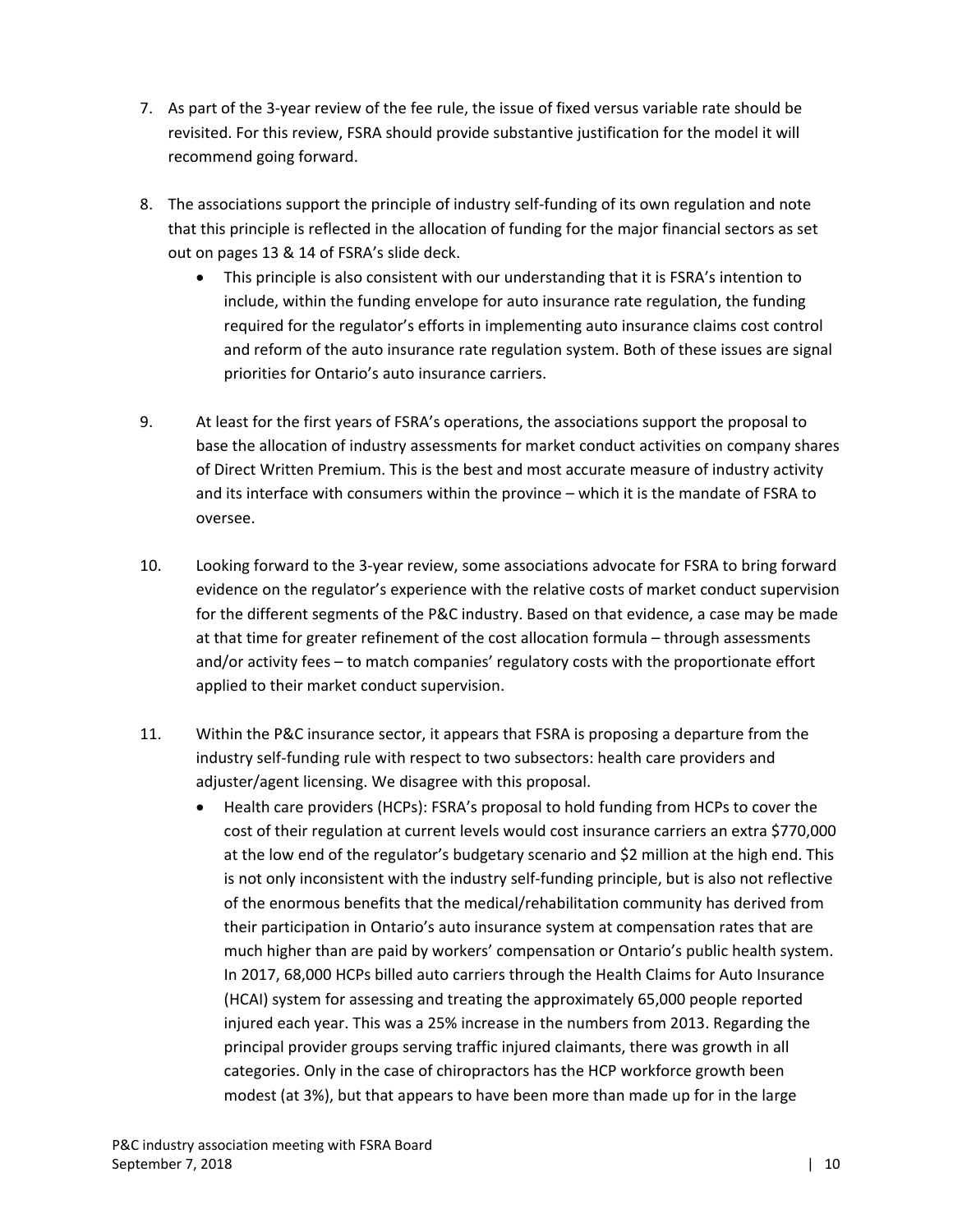7. As part of the 3-year review of the fee rule, the issue of fixed versus variable rate should be revisited. For this review, FSRA should provide substantive justification for the model it will recommend going forward.

8. The associations support the principle of industry self-funding of its own regulation and note that this principle is reflected in the allocation of funding for the major financial sectors as set out on pages 13 & 14 of FSRA's slide deck.
   - This principle is also consistent with our understanding that it is FSRA's intention to include, within the funding envelope for auto insurance rate regulation, the funding required for the regulator's efforts in implementing auto insurance claims cost control and reform of the auto insurance rate regulation system. Both of these issues are signal priorities for Ontario's auto insurance carriers.

9. At least for the first years of FSRA's operations, the associations support the proposal to base the allocation of industry assessments for market conduct activities on company shares of Direct Written Premium. This is the best and most accurate measure of industry activity and its interface with consumers within the province – which it is the mandate of FSRA to oversee.

10. Looking forward to the 3-year review, some associations advocate for FSRA to bring forward evidence on the regulator's experience with the relative costs of market conduct supervision for the different segments of the P&C industry. Based on that evidence, a case may be made at that time for greater refinement of the cost allocation formula – through assessments and/or activity fees – to match companies' regulatory costs with the proportionate effort applied to their market conduct supervision.

11. Within the P&C insurance sector, it appears that FSRA is proposing a departure from the industry self-funding rule with respect to two subsectors: health care providers and adjuster/agent licensing. We disagree with this proposal.
    - Health care providers (HCPs): FSRA's proposal to hold funding from HCPs to cover the cost of their regulation at current levels would cost insurance carriers an extra $770,000 at the low end of the regulator's budgetary scenario and $2 million at the high end. This is not only inconsistent with the industry self-funding principle, but is also not reflective of the enormous benefits that the medical/rehabilitation community has derived from their participation in Ontario's auto insurance system at compensation rates that are much higher than are paid by workers' compensation or Ontario's public health system. In 2017, 68,000 HCPs billed auto carriers through the Health Claims for Auto Insurance (HCAI) system for assessing and treating the approximately 65,000 people reported injured each year. This was a 25% increase in the numbers from 2013. Regarding the principal provider groups serving traffic injured claimants, there was growth in all categories. Only in the case of chiropractors has the HCP workforce growth been modest (at 3%), but that appears to have been more than made up for in the large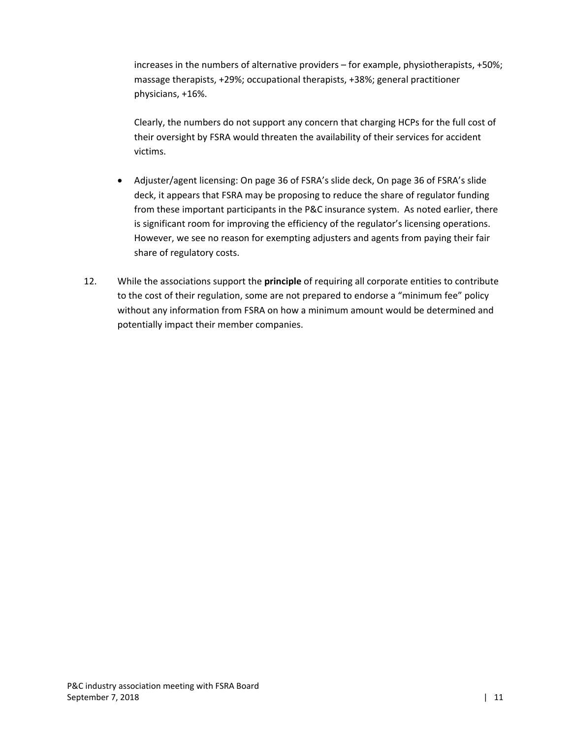increases in the numbers of alternative providers – for example, physiotherapists, +50%; massage therapists, +29%; occupational therapists, +38%; general practitioner physicians, +16%.

Clearly, the numbers do not support any concern that charging HCPs for the full cost of their oversight by FSRA would threaten the availability of their services for accident victims.

- Adjuster/agent licensing: On page 36 of FSRA's slide deck, On page 36 of FSRA's slide deck, it appears that FSRA may be proposing to reduce the share of regulator funding from these important participants in the P&C insurance system. As noted earlier, there is significant room for improving the efficiency of the regulator's licensing operations. However, we see no reason for exempting adjusters and agents from paying their fair share of regulatory costs.

12. While the associations support the **principle** of requiring all corporate entities to contribute to the cost of their regulation, some are not prepared to endorse a "minimum fee" policy without any information from FSRA on how a minimum amount would be determined and potentially impact their member companies.